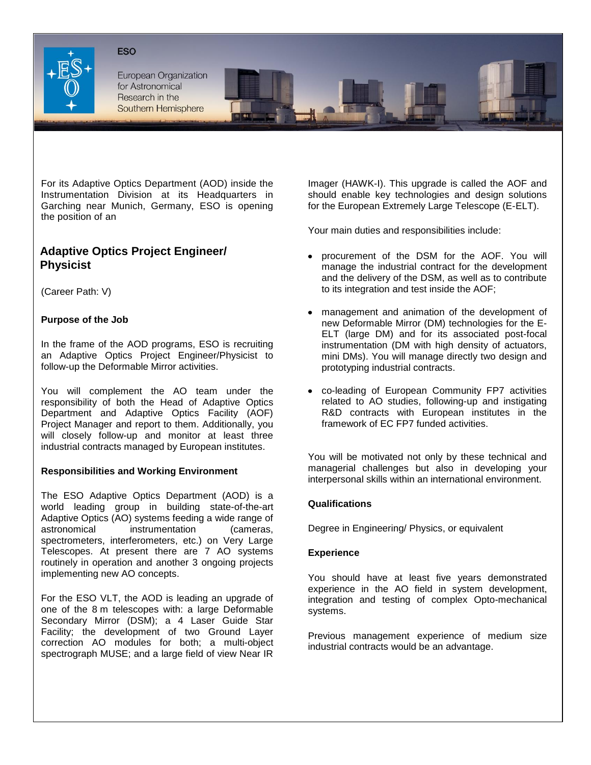ESO

European Organization for Astronomical Research in the Southern Hemisphere

For its Adaptive Optics Department (AOD) inside the Instrumentation Division at its Headquarters in Garching near Munich, Germany, ESO is opening the position of an

## Adaptive Optics Project Engineer/ Physicist

(Career Path: V)

**Purpose of the Job**

In the frame of the AOD programs, ESO is recruiting an Adaptive Optics Project Engineer/Physicist to follow-up the Deformable Mirror activities.

You will complement the AO team under the responsibility of both the Head of Adaptive Optics Department and Adaptive Optics Facility (AOF) Project Manager and report to them. Additionally, you will closely follow-up and monitor at least three industrial contracts managed by European institutes.

**Responsibilities and Working Environment**

The ESO Adaptive Optics Department (AOD) is a world leading group in building state-of-the-art Adaptive Optics (AO) systems feeding a wide range of astronomical instrumentation (cameras, spectrometers, interferometers, etc.) on Very Large Telescopes. At present there are 7 AO systems routinely in operation and another 3 ongoing projects implementing new AO concepts.

For the ESO VLT, the AOD is leading an upgrade of one of the 8 m telescopes with: a large Deformable Secondary Mirror (DSM); a 4 Laser Guide Star Facility; the development of two Ground Layer correction AO modules for both; a multi-object spectrograph MUSE; and a large field of view Near IR Imager (HAWK-I). This upgrade is called the AOF and should enable key technologies and design solutions for the European Extremely Large Telescope (E-ELT).

Your main duties and responsibilities include:

- procurement of the DSM for the AOF. You will manage the industrial contract for the development and the delivery of the DSM, as well as to contribute to its integration and test inside the AOF;
- management and animation of the development of new Deformable Mirror (DM) technologies for the E-ELT (large DM) and for its associated post-focal instrumentation (DM with high density of actuators, mini DMs). You will manage directly two design and prototyping industrial contracts.
- co-leading of European Community FP7 activities related to AO studies, following-up and instigating R&D contracts with European institutes in the framework of EC FP7 funded activities.

You will be motivated not only by these technical and managerial challenges but also in developing your interpersonal skills within an international environment.

**Qualifications**

Degree in Engineering/ Physics, or equivalent

**Experience**

You should have at least five years demonstrated experience in the AO field in system development, integration and testing of complex Opto-mechanical systems.

Previous management experience of medium size industrial contracts would be an advantage.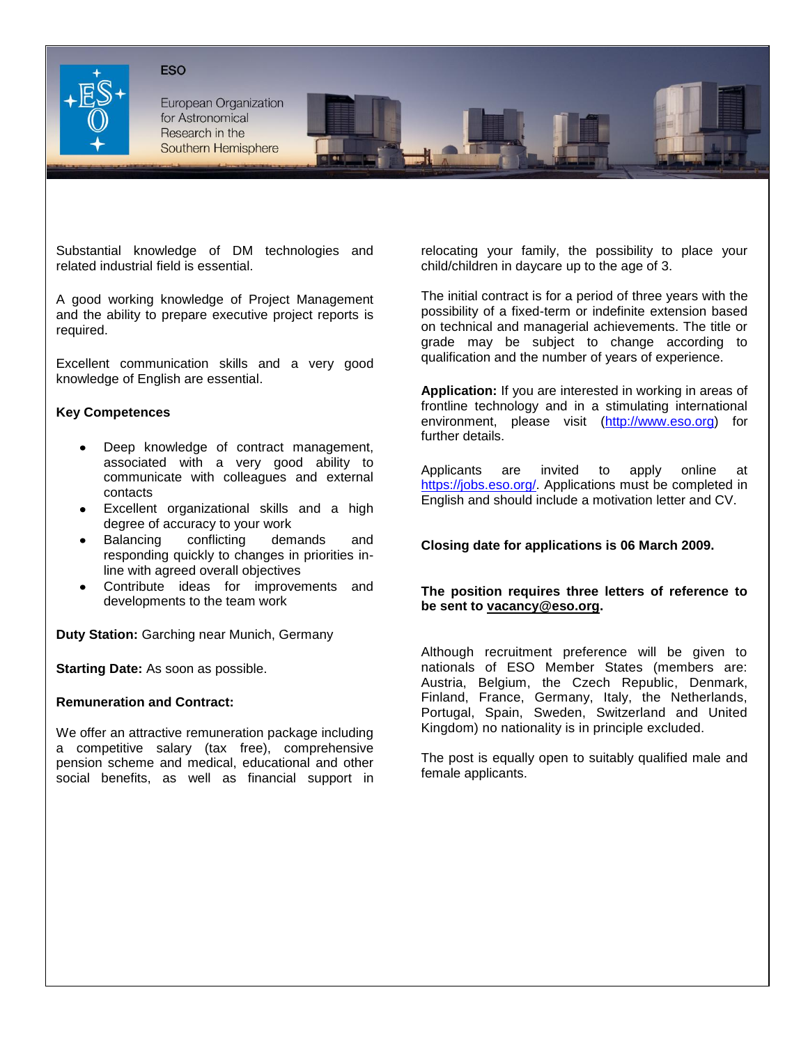Substantial knowledge of DM technologies and related industrial field is essential.

A good working knowledge of Project Management and the ability to prepare executive project reports is required.

Excellent communication skills and a very good knowledge of English are essential.

**Key Competences**

- Deep knowledge of contract management, associated with a very good ability to communicate with colleagues and external contacts
- Excellent organizational skills and a high degree of accuracy to your work
- Balancing conflicting demands and responding quickly to changes in priorities in-line with agreed overall objectives
- Contribute ideas for improvements and developments to the team work

**Duty Station:** Garching near Munich, Germany

**Starting Date:** As soon as possible.

**Remuneration and Contract:**

We offer an attractive remuneration package including a competitive salary (tax free), comprehensive pension scheme and medical, educational and other social benefits, as well as financial support in relocating your family, the possibility to place your child/children in daycare up to the age of 3.

The initial contract is for a period of three years with the possibility of a fixed-term or indefinite extension based on technical and managerial achievements. The title or grade may be subject to change according to qualification and the number of years of experience.

**Application:** If you are interested in working in areas of frontline technology and in a stimulating international environment, please visit (http://www.eso.org) for further details.

Applicants are invited to apply online at https://jobs.eso.org/. Applications must be completed in English and should include a motivation letter and CV.

**Closing date for applications is 06 March 2009.**

**The position requires three letters of reference to be sent to vacancy@eso.org.**

Although recruitment preference will be given to nationals of ESO Member States (members are: Austria, Belgium, the Czech Republic, Denmark, Finland, France, Germany, Italy, the Netherlands, Portugal, Spain, Sweden, Switzerland and United Kingdom) no nationality is in principle excluded.

The post is equally open to suitably qualified male and female applicants.